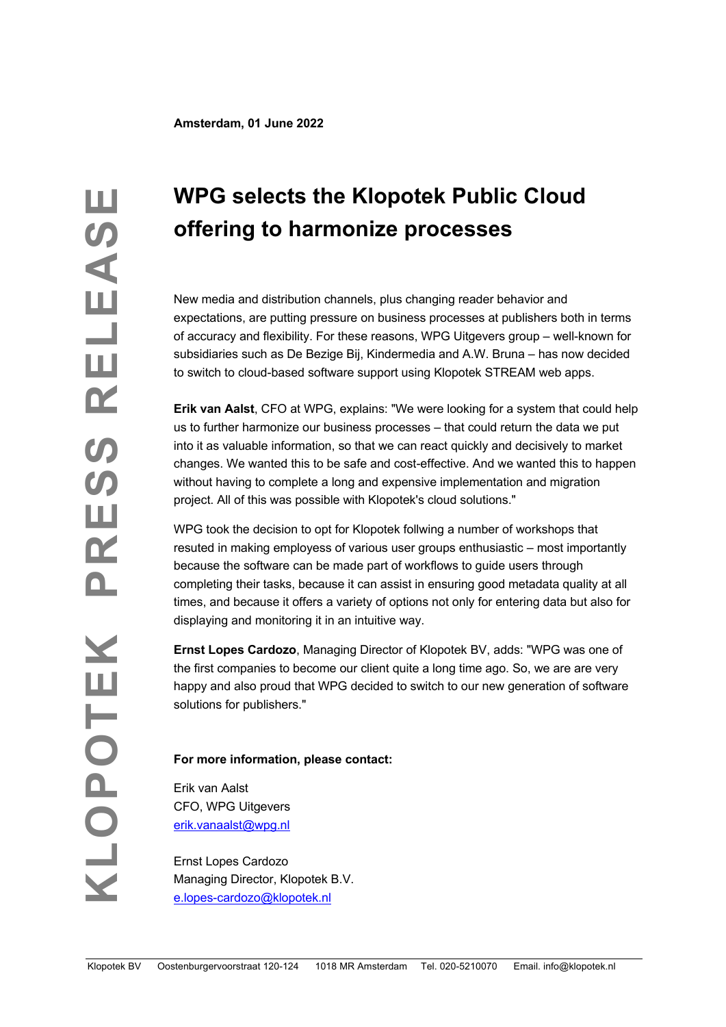**Amsterdam, 01 June 2022**

KLOPOTEK PRESS RELEASE

# WPG selects the Klopotek Public Cloud offering to harmonize processes

New media and distribution channels, plus changing reader behavior and expectations, are putting pressure on business processes at publishers both in terms of accuracy and flexibility. For these reasons, WPG Uitgevers group – well-known for subsidiaries such as De Bezige Bij, Kindermedia and A.W. Bruna – has now decided to switch to cloud-based software support using Klopotek STREAM web apps.

**Erik van Aalst**, CFO at WPG, explains: "We were looking for a system that could help us to further harmonize our business processes – that could return the data we put into it as valuable information, so that we can react quickly and decisively to market changes. We wanted this to be safe and cost-effective. And we wanted this to happen without having to complete a long and expensive implementation and migration project. All of this was possible with Klopotek's cloud solutions."

WPG took the decision to opt for Klopotek follwing a number of workshops that resuted in making employess of various user groups enthusiastic – most importantly because the software can be made part of workflows to guide users through completing their tasks, because it can assist in ensuring good metadata quality at all times, and because it offers a variety of options not only for entering data but also for displaying and monitoring it in an intuitive way.

**Ernst Lopes Cardozo**, Managing Director of Klopotek BV, adds: "WPG was one of the first companies to become our client quite a long time ago. So, we are are very happy and also proud that WPG decided to switch to our new generation of software solutions for publishers."

**For more information, please contact:**

Erik van Aalst
CFO, WPG Uitgevers
erik.vanaalst@wpg.nl

Ernst Lopes Cardozo
Managing Director, Klopotek B.V.
e.lopes-cardozo@klopotek.nl

Klopotek BV Oostenburgervoorstraat 120-124 1018 MR Amsterdam Tel. 020-5210070 Email. info@klopotek.nl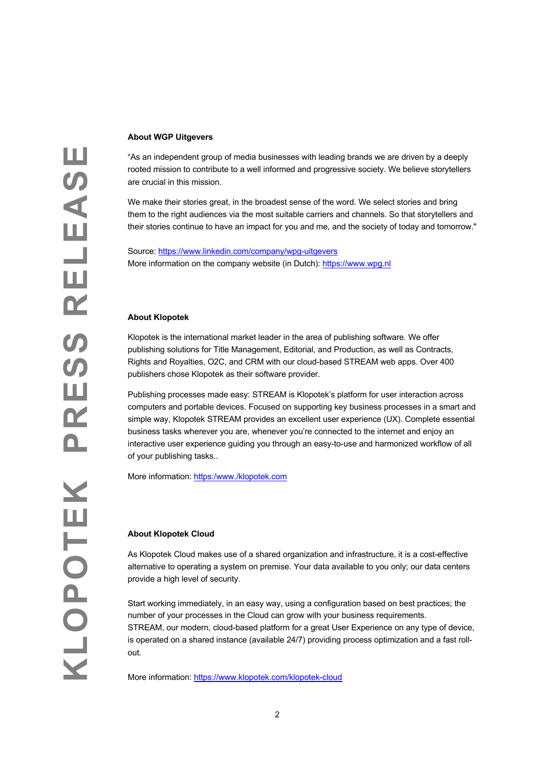### About WGP Uitgevers

"As an independent group of media businesses with leading brands we are driven by a deeply rooted mission to contribute to a well informed and progressive society. We believe storytellers are crucial in this mission.

We make their stories great, in the broadest sense of the word. We select stories and bring them to the right audiences via the most suitable carriers and channels. So that storytellers and their stories continue to have an impact for you and me, and the society of today and tomorrow."

Source: https://www.linkedin.com/company/wpg-uitgevers
More information on the company website (in Dutch): https://www.wpg.nl

### About Klopotek

Klopotek is the international market leader in the area of publishing software. We offer publishing solutions for Title Management, Editorial, and Production, as well as Contracts, Rights and Royalties, O2C, and CRM with our cloud-based STREAM web apps. Over 400 publishers chose Klopotek as their software provider.

Publishing processes made easy: STREAM is Klopotek's platform for user interaction across computers and portable devices. Focused on supporting key business processes in a smart and simple way, Klopotek STREAM provides an excellent user experience (UX). Complete essential business tasks wherever you are, whenever you're connected to the internet and enjoy an interactive user experience guiding you through an easy-to-use and harmonized workflow of all of your publishing tasks..

More information: https:/www./klopotek.com

### About Klopotek Cloud

As Klopotek Cloud makes use of a shared organization and infrastructure, it is a cost-effective alternative to operating a system on premise. Your data available to you only; our data centers provide a high level of security.

Start working immediately, in an easy way, using a configuration based on best practices; the number of your processes in the Cloud can grow with your business requirements.
STREAM, our modern, cloud-based platform for a great User Experience on any type of device, is operated on a shared instance (available 24/7) providing process optimization and a fast roll-out.

More information: https://www.klopotek.com/klopotek-cloud